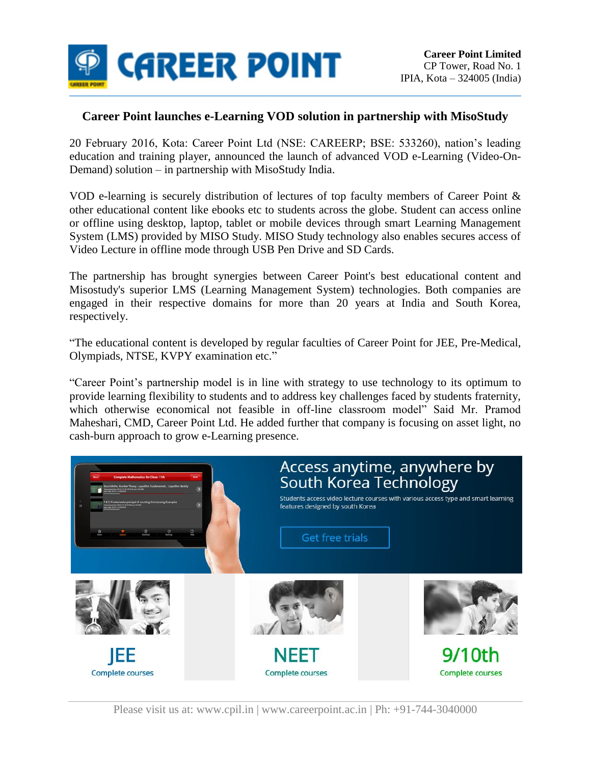**Career Point Limited**
CP Tower, Road No. 1
IPIA, Kota – 324005 (India)

## Career Point launches e-Learning VOD solution in partnership with MisoStudy

20 February 2016, Kota: Career Point Ltd (NSE: CAREERP; BSE: 533260), nation's leading education and training player, announced the launch of advanced VOD e-Learning (Video-On-Demand) solution – in partnership with MisoStudy India.

VOD e-learning is securely distribution of lectures of top faculty members of Career Point & other educational content like ebooks etc to students across the globe. Student can access online or offline using desktop, laptop, tablet or mobile devices through smart Learning Management System (LMS) provided by MISO Study. MISO Study technology also enables secures access of Video Lecture in offline mode through USB Pen Drive and SD Cards.

The partnership has brought synergies between Career Point's best educational content and Misostudy's superior LMS (Learning Management System) technologies. Both companies are engaged in their respective domains for more than 20 years at India and South Korea, respectively.

"The educational content is developed by regular faculties of Career Point for JEE, Pre-Medical, Olympiads, NTSE, KVPY examination etc."

"Career Point's partnership model is in line with strategy to use technology to its optimum to provide learning flexibility to students and to address key challenges faced by students fraternity, which otherwise economical not feasible in off-line classroom model" Said Mr. Pramod Maheshari, CMD, Career Point Ltd. He added further that company is focusing on asset light, no cash-burn approach to grow e-Learning presence.

Access anytime, anywhere by South Korea Technology

Students access video lecture courses with various access type and smart learning features designed by south Korea

Get free trials

JEE
Complete courses

NEET
Complete courses

9/10th
Complete courses

Please visit us at: www.cpil.in | www.careerpoint.ac.in | Ph: +91-744-3040000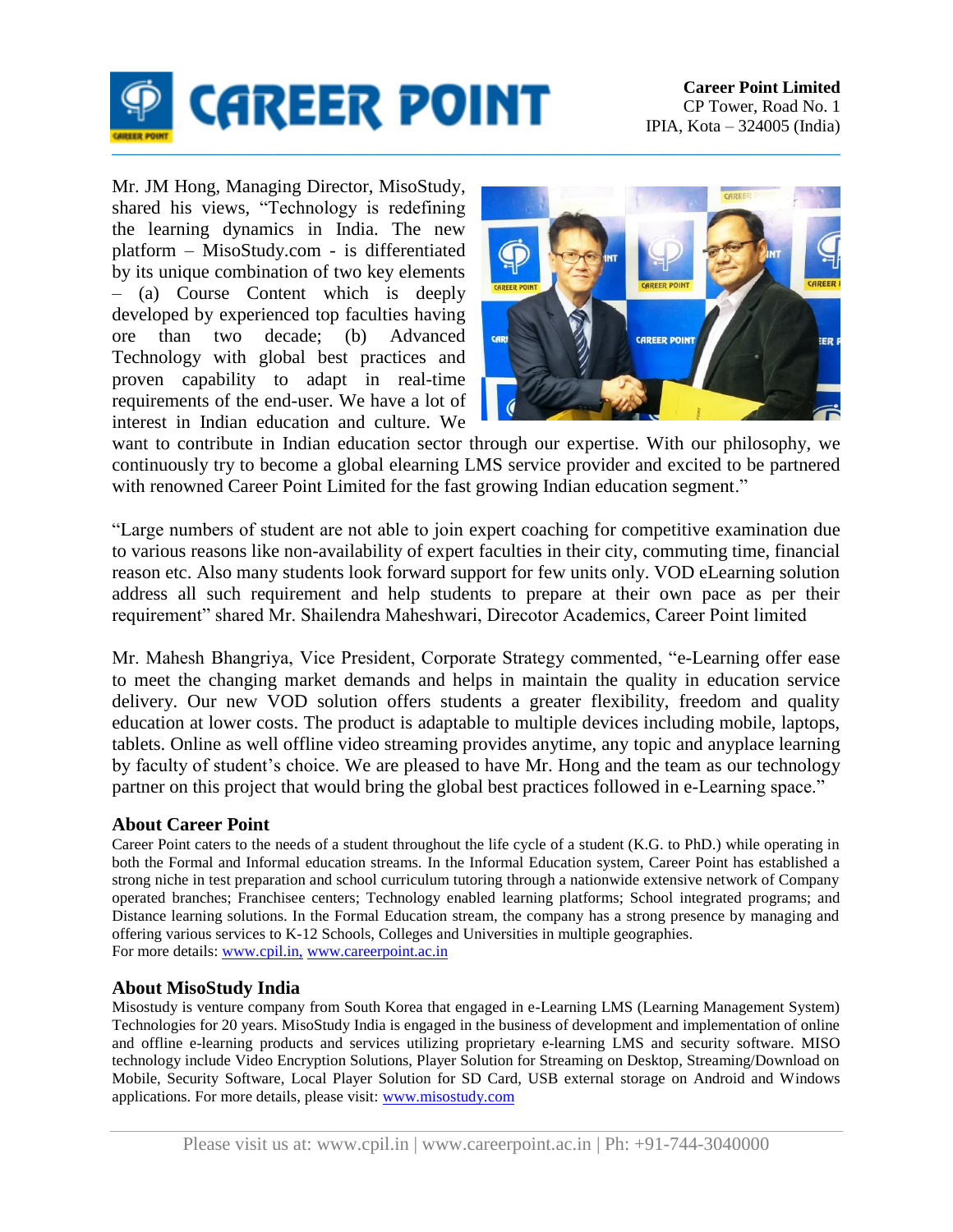Mr. JM Hong, Managing Director, MisoStudy, shared his views, "Technology is redefining the learning dynamics in India. The new platform – MisoStudy.com - is differentiated by its unique combination of two key elements – (a) Course Content which is deeply developed by experienced top faculties having ore than two decade; (b) Advanced Technology with global best practices and proven capability to adapt in real-time requirements of the end-user. We have a lot of interest in Indian education and culture. We want to contribute in Indian education sector through our expertise. With our philosophy, we continuously try to become a global elearning LMS service provider and excited to be partnered with renowned Career Point Limited for the fast growing Indian education segment."

"Large numbers of student are not able to join expert coaching for competitive examination due to various reasons like non-availability of expert faculties in their city, commuting time, financial reason etc. Also many students look forward support for few units only. VOD eLearning solution address all such requirement and help students to prepare at their own pace as per their requirement" shared Mr. Shailendra Maheshwari, Direcotor Academics, Career Point limited

Mr. Mahesh Bhangriya, Vice President, Corporate Strategy commented, "e-Learning offer ease to meet the changing market demands and helps in maintain the quality in education service delivery. Our new VOD solution offers students a greater flexibility, freedom and quality education at lower costs. The product is adaptable to multiple devices including mobile, laptops, tablets. Online as well offline video streaming provides anytime, any topic and anyplace learning by faculty of student's choice. We are pleased to have Mr. Hong and the team as our technology partner on this project that would bring the global best practices followed in e-Learning space."

### About Career Point

Career Point caters to the needs of a student throughout the life cycle of a student (K.G. to PhD.) while operating in both the Formal and Informal education streams. In the Informal Education system, Career Point has established a strong niche in test preparation and school curriculum tutoring through a nationwide extensive network of Company operated branches; Franchisee centers; Technology enabled learning platforms; School integrated programs; and Distance learning solutions. In the Formal Education stream, the company has a strong presence by managing and offering various services to K-12 Schools, Colleges and Universities in multiple geographies.
For more details: www.cpil.in, www.careerpoint.ac.in

### About MisoStudy India

Misostudy is venture company from South Korea that engaged in e-Learning LMS (Learning Management System) Technologies for 20 years. MisoStudy India is engaged in the business of development and implementation of online and offline e-learning products and services utilizing proprietary e-learning LMS and security software. MISO technology include Video Encryption Solutions, Player Solution for Streaming on Desktop, Streaming/Download on Mobile, Security Software, Local Player Solution for SD Card, USB external storage on Android and Windows applications. For more details, please visit: www.misostudy.com